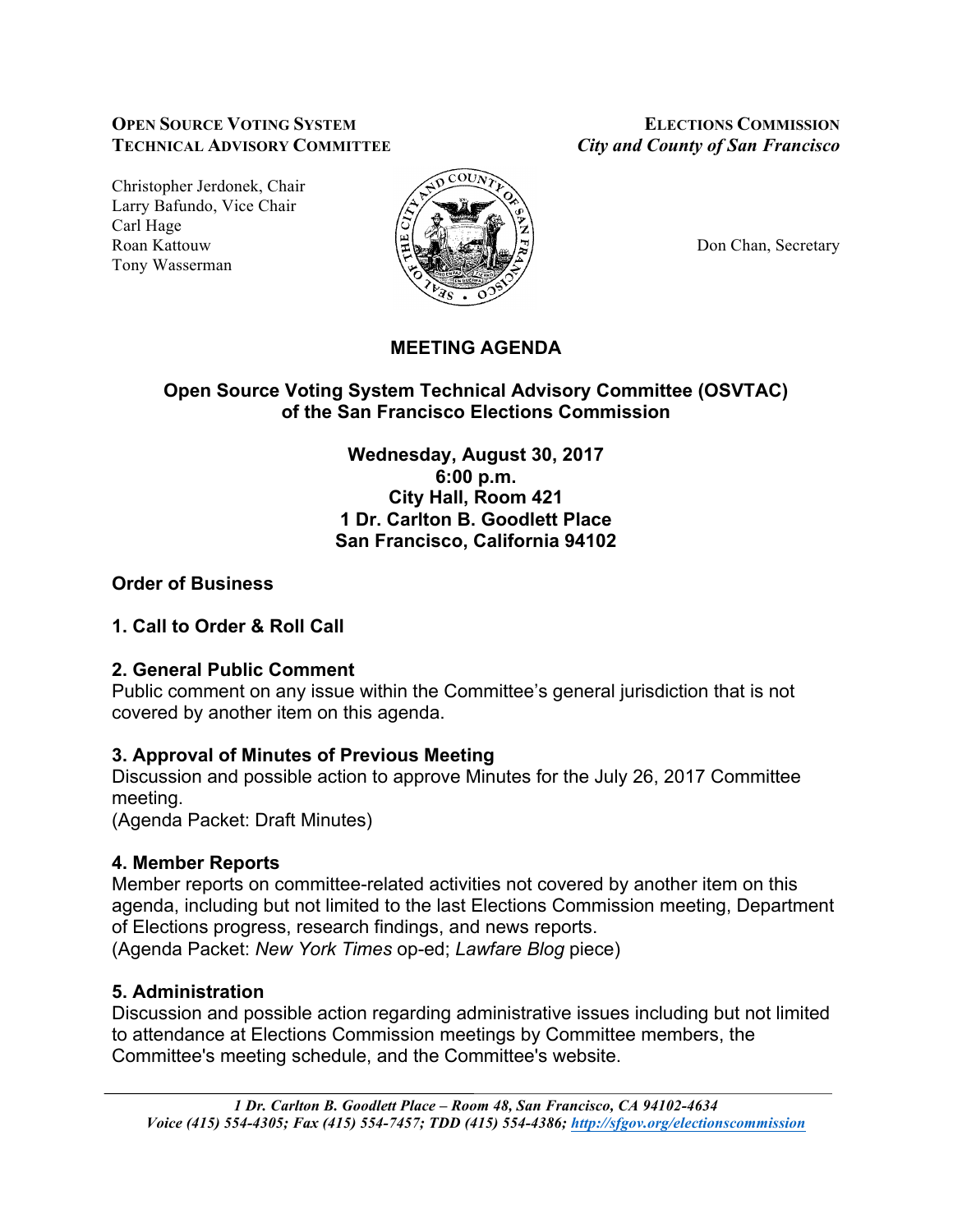**OPEN SOURCE VOTING SYSTEM TECHNICAL ADVISORY COMMITTEE**

Christopher Jerdonek, Chair
Larry Bafundo, Vice Chair
Carl Hage
Roan Kattouw
Tony Wasserman

**ELECTIONS COMMISSION**
***City and County of San Francisco***

Don Chan, Secretary

# MEETING AGENDA

## Open Source Voting System Technical Advisory Committee (OSVTAC) of the San Francisco Elections Commission

**Wednesday, August 30, 2017**
**6:00 p.m.**
**City Hall, Room 421**
**1 Dr. Carlton B. Goodlett Place**
**San Francisco, California 94102**

## Order of Business

### 1. Call to Order & Roll Call

### 2. General Public Comment

Public comment on any issue within the Committee's general jurisdiction that is not covered by another item on this agenda.

### 3. Approval of Minutes of Previous Meeting

Discussion and possible action to approve Minutes for the July 26, 2017 Committee meeting.
(Agenda Packet: Draft Minutes)

### 4. Member Reports

Member reports on committee-related activities not covered by another item on this agenda, including but not limited to the last Elections Commission meeting, Department of Elections progress, research findings, and news reports.
(Agenda Packet: *New York Times* op-ed; *Lawfare Blog* piece)

### 5. Administration

Discussion and possible action regarding administrative issues including but not limited to attendance at Elections Commission meetings by Committee members, the Committee's meeting schedule, and the Committee's website.

*1 Dr. Carlton B. Goodlett Place – Room 48, San Francisco, CA 94102-4634*
*Voice (415) 554-4305; Fax (415) 554-7457; TDD (415) 554-4386; http://sfgov.org/electionscommission*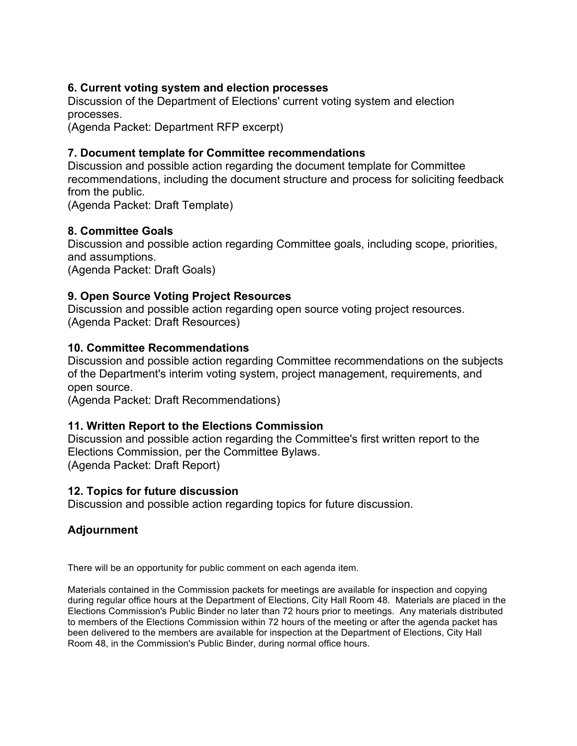**6. Current voting system and election processes**
Discussion of the Department of Elections' current voting system and election processes.
(Agenda Packet: Department RFP excerpt)

**7. Document template for Committee recommendations**
Discussion and possible action regarding the document template for Committee recommendations, including the document structure and process for soliciting feedback from the public.
(Agenda Packet: Draft Template)

**8. Committee Goals**
Discussion and possible action regarding Committee goals, including scope, priorities, and assumptions.
(Agenda Packet: Draft Goals)

**9. Open Source Voting Project Resources**
Discussion and possible action regarding open source voting project resources.
(Agenda Packet: Draft Resources)

**10. Committee Recommendations**
Discussion and possible action regarding Committee recommendations on the subjects of the Department's interim voting system, project management, requirements, and open source.
(Agenda Packet: Draft Recommendations)

**11. Written Report to the Elections Commission**
Discussion and possible action regarding the Committee's first written report to the Elections Commission, per the Committee Bylaws.
(Agenda Packet: Draft Report)

**12. Topics for future discussion**
Discussion and possible action regarding topics for future discussion.

**Adjournment**

There will be an opportunity for public comment on each agenda item.

Materials contained in the Commission packets for meetings are available for inspection and copying during regular office hours at the Department of Elections, City Hall Room 48. Materials are placed in the Elections Commission's Public Binder no later than 72 hours prior to meetings. Any materials distributed to members of the Elections Commission within 72 hours of the meeting or after the agenda packet has been delivered to the members are available for inspection at the Department of Elections, City Hall Room 48, in the Commission's Public Binder, during normal office hours.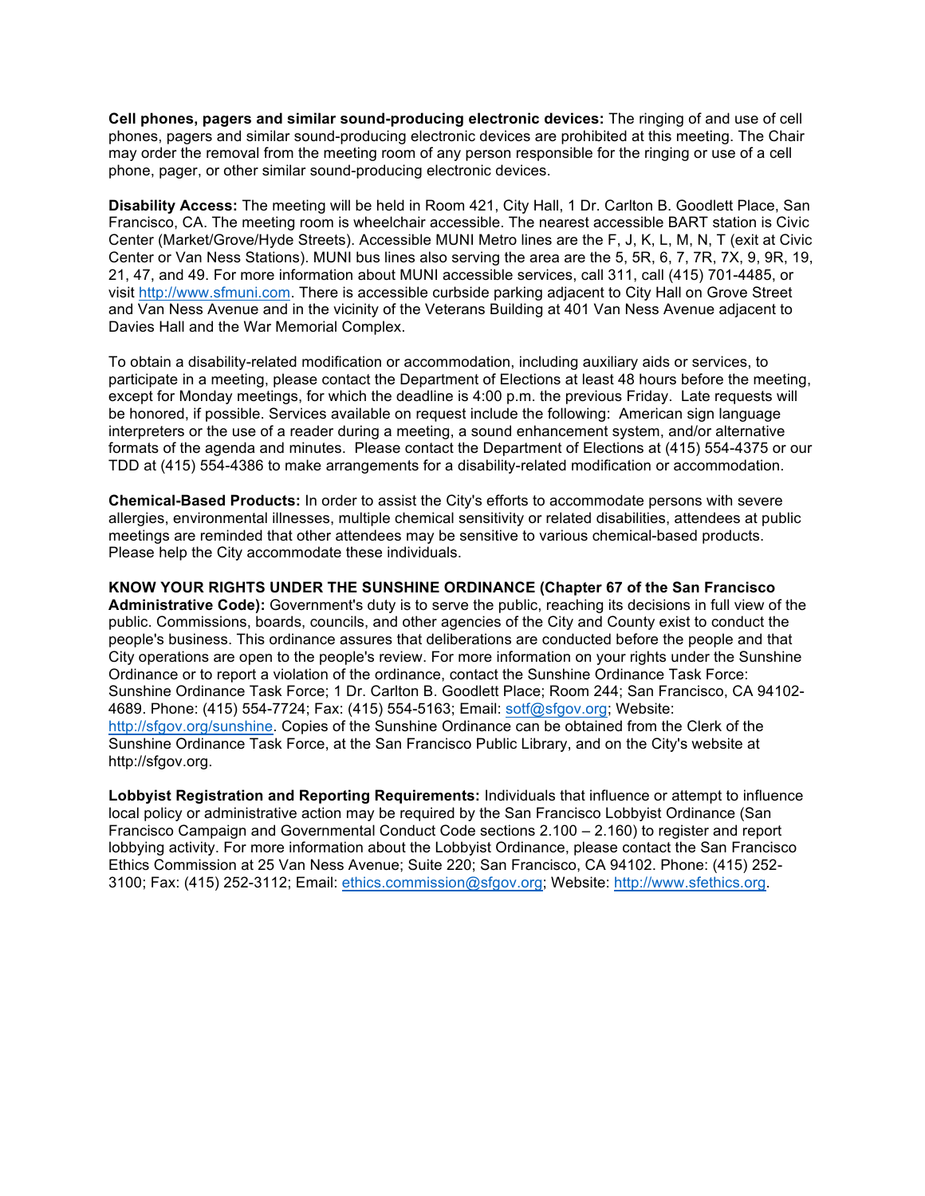**Cell phones, pagers and similar sound-producing electronic devices:** The ringing of and use of cell phones, pagers and similar sound-producing electronic devices are prohibited at this meeting. The Chair may order the removal from the meeting room of any person responsible for the ringing or use of a cell phone, pager, or other similar sound-producing electronic devices.

**Disability Access:** The meeting will be held in Room 421, City Hall, 1 Dr. Carlton B. Goodlett Place, San Francisco, CA. The meeting room is wheelchair accessible. The nearest accessible BART station is Civic Center (Market/Grove/Hyde Streets). Accessible MUNI Metro lines are the F, J, K, L, M, N, T (exit at Civic Center or Van Ness Stations). MUNI bus lines also serving the area are the 5, 5R, 6, 7, 7R, 7X, 9, 9R, 19, 21, 47, and 49. For more information about MUNI accessible services, call 311, call (415) 701-4485, or visit http://www.sfmuni.com. There is accessible curbside parking adjacent to City Hall on Grove Street and Van Ness Avenue and in the vicinity of the Veterans Building at 401 Van Ness Avenue adjacent to Davies Hall and the War Memorial Complex.

To obtain a disability-related modification or accommodation, including auxiliary aids or services, to participate in a meeting, please contact the Department of Elections at least 48 hours before the meeting, except for Monday meetings, for which the deadline is 4:00 p.m. the previous Friday. Late requests will be honored, if possible. Services available on request include the following: American sign language interpreters or the use of a reader during a meeting, a sound enhancement system, and/or alternative formats of the agenda and minutes. Please contact the Department of Elections at (415) 554-4375 or our TDD at (415) 554-4386 to make arrangements for a disability-related modification or accommodation.

**Chemical-Based Products:** In order to assist the City's efforts to accommodate persons with severe allergies, environmental illnesses, multiple chemical sensitivity or related disabilities, attendees at public meetings are reminded that other attendees may be sensitive to various chemical-based products. Please help the City accommodate these individuals.

**KNOW YOUR RIGHTS UNDER THE SUNSHINE ORDINANCE (Chapter 67 of the San Francisco Administrative Code):** Government's duty is to serve the public, reaching its decisions in full view of the public. Commissions, boards, councils, and other agencies of the City and County exist to conduct the people's business. This ordinance assures that deliberations are conducted before the people and that City operations are open to the people's review. For more information on your rights under the Sunshine Ordinance or to report a violation of the ordinance, contact the Sunshine Ordinance Task Force: Sunshine Ordinance Task Force; 1 Dr. Carlton B. Goodlett Place; Room 244; San Francisco, CA 94102-4689. Phone: (415) 554-7724; Fax: (415) 554-5163; Email: sotf@sfgov.org; Website: http://sfgov.org/sunshine. Copies of the Sunshine Ordinance can be obtained from the Clerk of the Sunshine Ordinance Task Force, at the San Francisco Public Library, and on the City's website at http://sfgov.org.

**Lobbyist Registration and Reporting Requirements:** Individuals that influence or attempt to influence local policy or administrative action may be required by the San Francisco Lobbyist Ordinance (San Francisco Campaign and Governmental Conduct Code sections 2.100 – 2.160) to register and report lobbying activity. For more information about the Lobbyist Ordinance, please contact the San Francisco Ethics Commission at 25 Van Ness Avenue; Suite 220; San Francisco, CA 94102. Phone: (415) 252-3100; Fax: (415) 252-3112; Email: ethics.commission@sfgov.org; Website: http://www.sfethics.org.